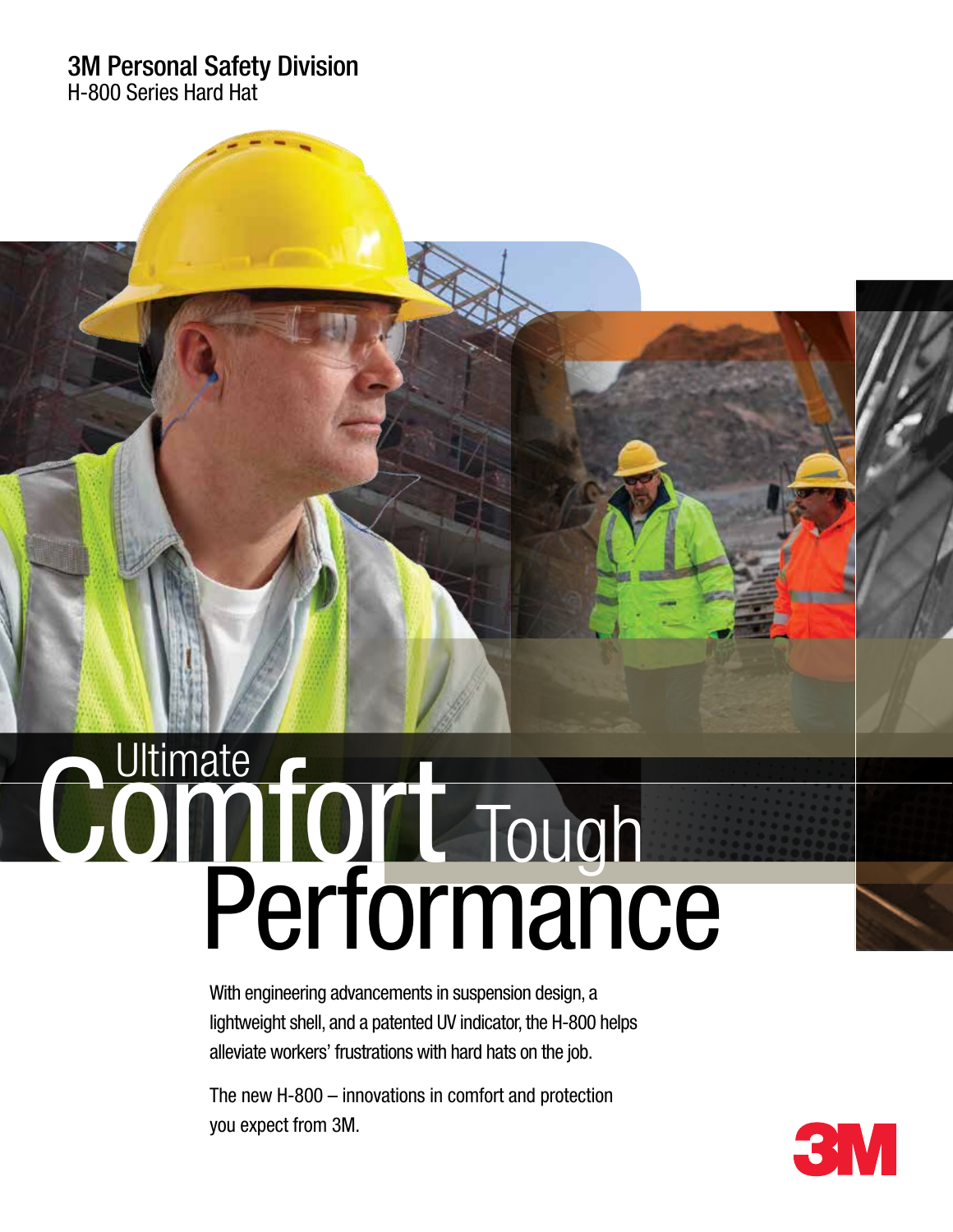**3M Personal Safety Division**
H-800 Series Hard Hat

# Ultimate Comfort Tough Performance

With engineering advancements in suspension design, a lightweight shell, and a patented UV indicator, the H-800 helps alleviate workers' frustrations with hard hats on the job.

The new H-800 – innovations in comfort and protection you expect from 3M.

3M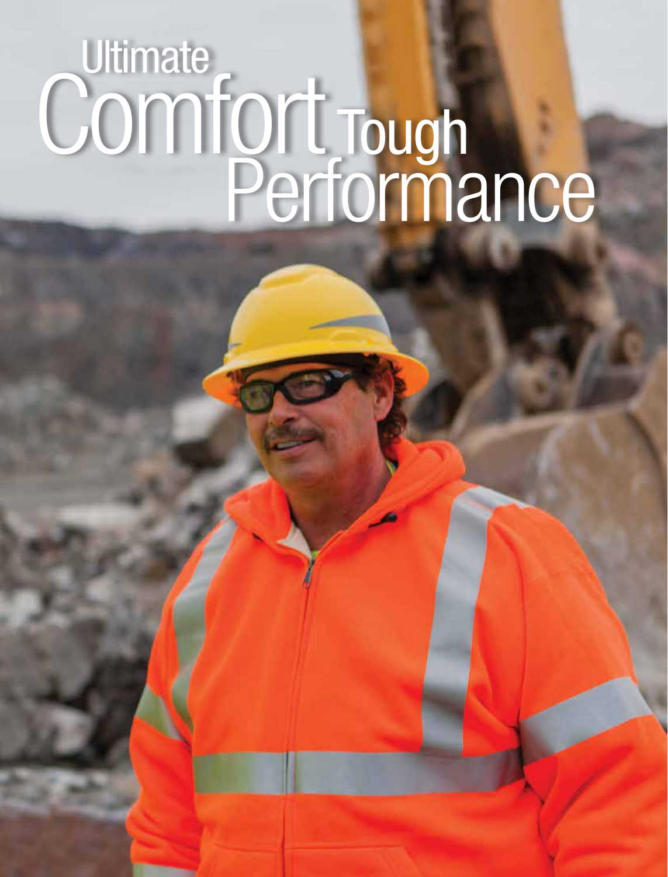# Ultimate Comfort Tough Performance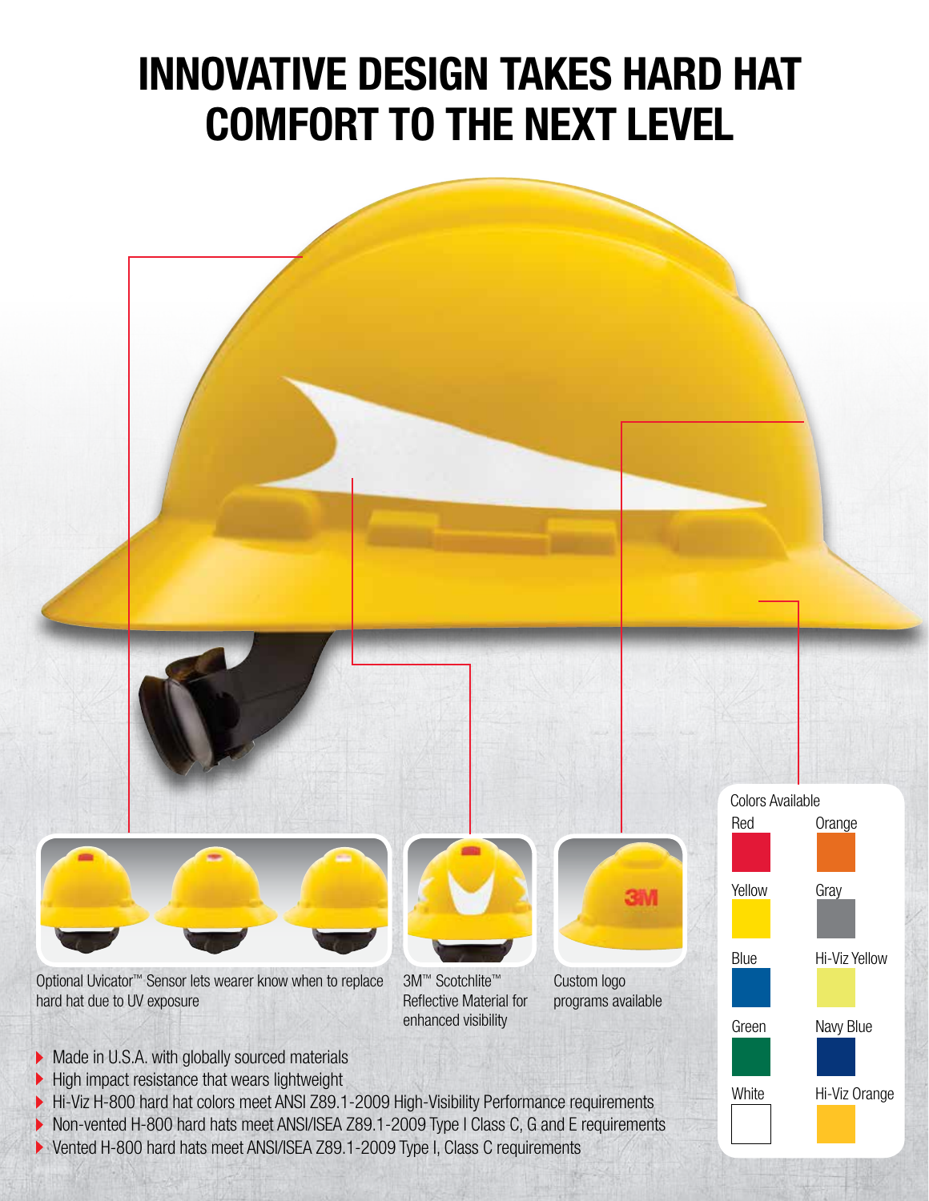# INNOVATIVE DESIGN TAKES HARD HAT COMFORT TO THE NEXT LEVEL

Optional Uvicator™ Sensor lets wearer know when to replace hard hat due to UV exposure

3M™ Scotchlite™ Reflective Material for enhanced visibility

Custom logo programs available

- Made in U.S.A. with globally sourced materials
- High impact resistance that wears lightweight
- Hi-Viz H-800 hard hat colors meet ANSI Z89.1-2009 High-Visibility Performance requirements
- Non-vented H-800 hard hats meet ANSI/ISEA Z89.1-2009 Type I Class C, G and E requirements
- Vented H-800 hard hats meet ANSI/ISEA Z89.1-2009 Type I, Class C requirements

Colors Available

| | |
|---|---|
| Red | Orange |
| Yellow | Gray |
| Blue | Hi-Viz Yellow |
| Green | Navy Blue |
| White | Hi-Viz Orange |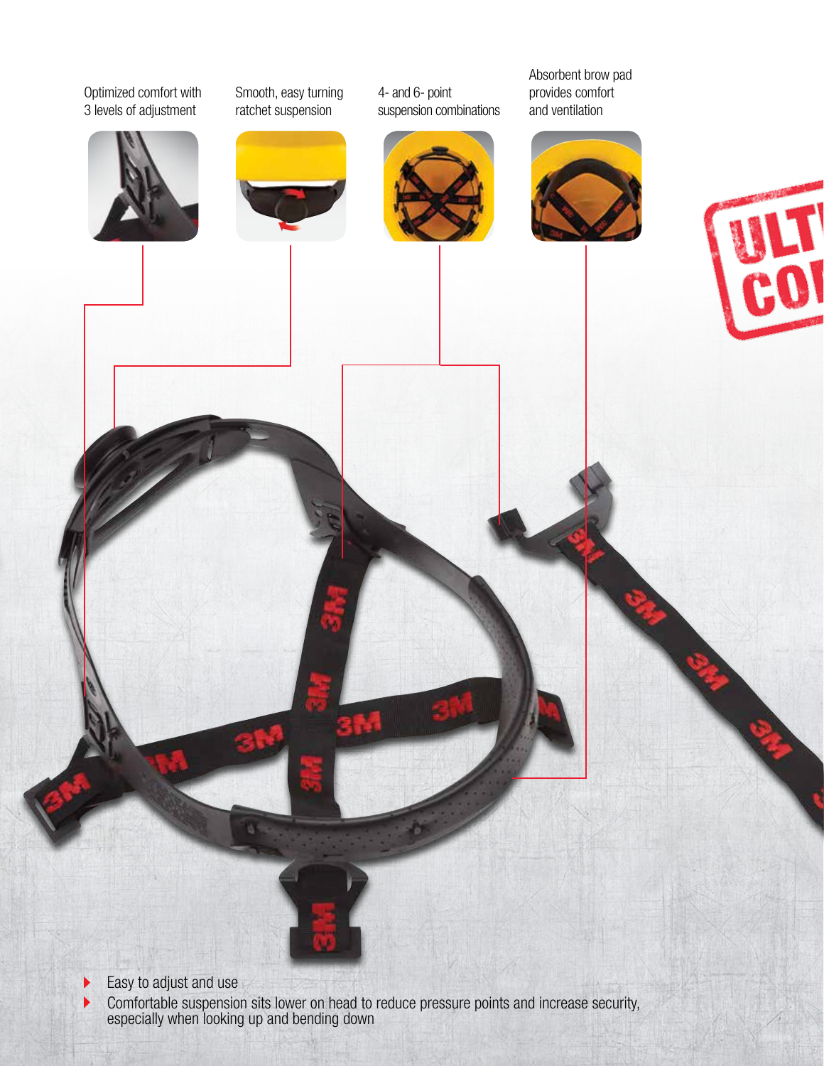Optimized comfort with 3 levels of adjustment

Smooth, easy turning ratchet suspension

4- and 6- point suspension combinations

Absorbent brow pad provides comfort and ventilation

- Easy to adjust and use
- Comfortable suspension sits lower on head to reduce pressure points and increase security, especially when looking up and bending down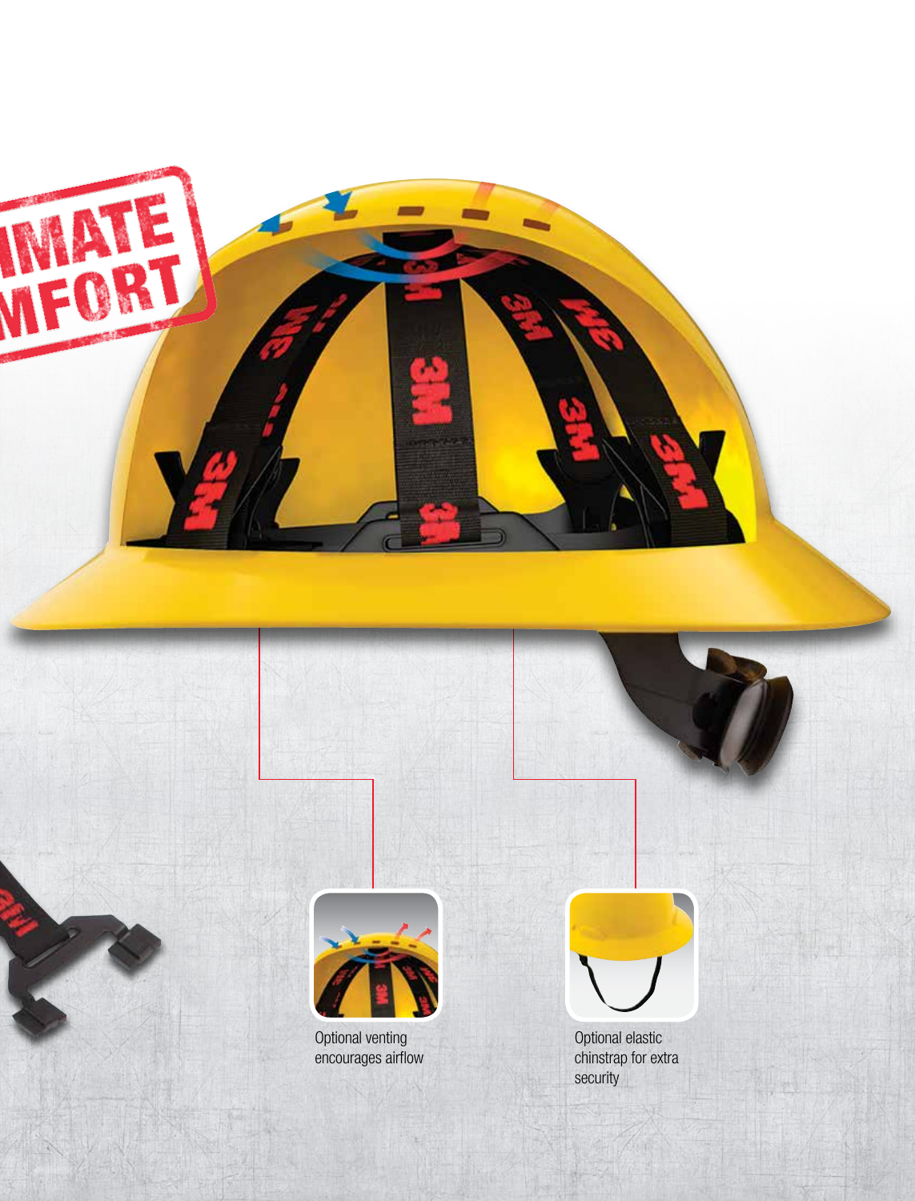MATE
MFORT

Optional venting encourages airflow

Optional elastic chinstrap for extra security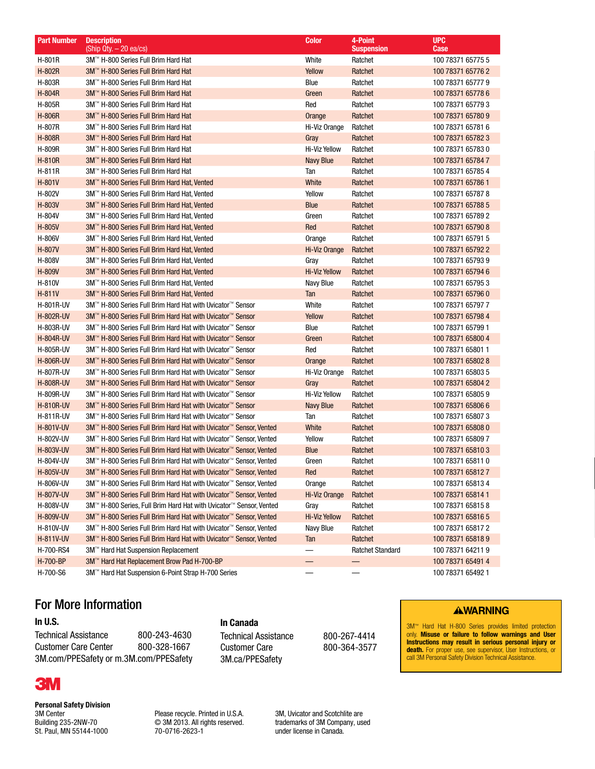| Part Number | Description (Ship Qty. – 20 ea/cs) | Color | 4-Point Suspension | UPC Case |
|---|---|---|---|---|
| H-801R | 3M™ H-800 Series Full Brim Hard Hat | White | Ratchet | 100 78371 65775 5 |
| H-802R | 3M™ H-800 Series Full Brim Hard Hat | Yellow | Ratchet | 100 78371 65776 2 |
| H-803R | 3M™ H-800 Series Full Brim Hard Hat | Blue | Ratchet | 100 78371 65777 9 |
| H-804R | 3M™ H-800 Series Full Brim Hard Hat | Green | Ratchet | 100 78371 65778 6 |
| H-805R | 3M™ H-800 Series Full Brim Hard Hat | Red | Ratchet | 100 78371 65779 3 |
| H-806R | 3M™ H-800 Series Full Brim Hard Hat | Orange | Ratchet | 100 78371 65780 9 |
| H-807R | 3M™ H-800 Series Full Brim Hard Hat | Hi-Viz Orange | Ratchet | 100 78371 65781 6 |
| H-808R | 3M™ H-800 Series Full Brim Hard Hat | Gray | Ratchet | 100 78371 65782 3 |
| H-809R | 3M™ H-800 Series Full Brim Hard Hat | Hi-Viz Yellow | Ratchet | 100 78371 65783 0 |
| H-810R | 3M™ H-800 Series Full Brim Hard Hat | Navy Blue | Ratchet | 100 78371 65784 7 |
| H-811R | 3M™ H-800 Series Full Brim Hard Hat | Tan | Ratchet | 100 78371 65785 4 |
| H-801V | 3M™ H-800 Series Full Brim Hard Hat, Vented | White | Ratchet | 100 78371 65786 1 |
| H-802V | 3M™ H-800 Series Full Brim Hard Hat, Vented | Yellow | Ratchet | 100 78371 65787 8 |
| H-803V | 3M™ H-800 Series Full Brim Hard Hat, Vented | Blue | Ratchet | 100 78371 65788 5 |
| H-804V | 3M™ H-800 Series Full Brim Hard Hat, Vented | Green | Ratchet | 100 78371 65789 2 |
| H-805V | 3M™ H-800 Series Full Brim Hard Hat, Vented | Red | Ratchet | 100 78371 65790 8 |
| H-806V | 3M™ H-800 Series Full Brim Hard Hat, Vented | Orange | Ratchet | 100 78371 65791 5 |
| H-807V | 3M™ H-800 Series Full Brim Hard Hat, Vented | Hi-Viz Orange | Ratchet | 100 78371 65792 2 |
| H-808V | 3M™ H-800 Series Full Brim Hard Hat, Vented | Gray | Ratchet | 100 78371 65793 9 |
| H-809V | 3M™ H-800 Series Full Brim Hard Hat, Vented | Hi-Viz Yellow | Ratchet | 100 78371 65794 6 |
| H-810V | 3M™ H-800 Series Full Brim Hard Hat, Vented | Navy Blue | Ratchet | 100 78371 65795 3 |
| H-811V | 3M™ H-800 Series Full Brim Hard Hat, Vented | Tan | Ratchet | 100 78371 65796 0 |
| H-801R-UV | 3M™ H-800 Series Full Brim Hard Hat with Uvicator™ Sensor | White | Ratchet | 100 78371 65797 7 |
| H-802R-UV | 3M™ H-800 Series Full Brim Hard Hat with Uvicator™ Sensor | Yellow | Ratchet | 100 78371 65798 4 |
| H-803R-UV | 3M™ H-800 Series Full Brim Hard Hat with Uvicator™ Sensor | Blue | Ratchet | 100 78371 65799 1 |
| H-804R-UV | 3M™ H-800 Series Full Brim Hard Hat with Uvicator™ Sensor | Green | Ratchet | 100 78371 65800 4 |
| H-805R-UV | 3M™ H-800 Series Full Brim Hard Hat with Uvicator™ Sensor | Red | Ratchet | 100 78371 65801 1 |
| H-806R-UV | 3M™ H-800 Series Full Brim Hard Hat with Uvicator™ Sensor | Orange | Ratchet | 100 78371 65802 8 |
| H-807R-UV | 3M™ H-800 Series Full Brim Hard Hat with Uvicator™ Sensor | Hi-Viz Orange | Ratchet | 100 78371 65803 5 |
| H-808R-UV | 3M™ H-800 Series Full Brim Hard Hat with Uvicator™ Sensor | Gray | Ratchet | 100 78371 65804 2 |
| H-809R-UV | 3M™ H-800 Series Full Brim Hard Hat with Uvicator™ Sensor | Hi-Viz Yellow | Ratchet | 100 78371 65805 9 |
| H-810R-UV | 3M™ H-800 Series Full Brim Hard Hat with Uvicator™ Sensor | Navy Blue | Ratchet | 100 78371 65806 6 |
| H-811R-UV | 3M™ H-800 Series Full Brim Hard Hat with Uvicator™ Sensor | Tan | Ratchet | 100 78371 65807 3 |
| H-801V-UV | 3M™ H-800 Series Full Brim Hard Hat with Uvicator™ Sensor, Vented | White | Ratchet | 100 78371 65808 0 |
| H-802V-UV | 3M™ H-800 Series Full Brim Hard Hat with Uvicator™ Sensor, Vented | Yellow | Ratchet | 100 78371 65809 7 |
| H-803V-UV | 3M™ H-800 Series Full Brim Hard Hat with Uvicator™ Sensor, Vented | Blue | Ratchet | 100 78371 65810 3 |
| H-804V-UV | 3M™ H-800 Series Full Brim Hard Hat with Uvicator™ Sensor, Vented | Green | Ratchet | 100 78371 65811 0 |
| H-805V-UV | 3M™ H-800 Series Full Brim Hard Hat with Uvicator™ Sensor, Vented | Red | Ratchet | 100 78371 65812 7 |
| H-806V-UV | 3M™ H-800 Series Full Brim Hard Hat with Uvicator™ Sensor, Vented | Orange | Ratchet | 100 78371 65813 4 |
| H-807V-UV | 3M™ H-800 Series Full Brim Hard Hat with Uvicator™ Sensor, Vented | Hi-Viz Orange | Ratchet | 100 78371 65814 1 |
| H-808V-UV | 3M™ H-800 Series, Full Brim Hard Hat with Uvicator™ Sensor, Vented | Gray | Ratchet | 100 78371 65815 8 |
| H-809V-UV | 3M™ H-800 Series Full Brim Hard Hat with Uvicator™ Sensor, Vented | Hi-Viz Yellow | Ratchet | 100 78371 65816 5 |
| H-810V-UV | 3M™ H-800 Series Full Brim Hard Hat with Uvicator™ Sensor, Vented | Navy Blue | Ratchet | 100 78371 65817 2 |
| H-811V-UV | 3M™ H-800 Series Full Brim Hard Hat with Uvicator™ Sensor, Vented | Tan | Ratchet | 100 78371 65818 9 |
| H-700-RS4 | 3M™ Hard Hat Suspension Replacement | — | Ratchet Standard | 100 78371 64211 9 |
| H-700-BP | 3M™ Hard Hat Replacement Brow Pad H-700-BP | — | — | 100 78371 65491 4 |
| H-700-S6 | 3M™ Hard Hat Suspension 6-Point Strap H-700 Series | — | — | 100 78371 65492 1 |

## For More Information

### In U.S.

| | |
|---|---|
| Technical Assistance | 800-243-4630 |
| Customer Care Center | 800-328-1667 |

3M.com/PPESafety or m.3M.com/PPESafety

### In Canada

| | |
|---|---|
| Technical Assistance | 800-267-4414 |
| Customer Care | 800-364-3577 |

3M.ca/PPESafety

### ⚠WARNING

3M™ Hard Hat H-800 Series provides limited protection only. **Misuse or failure to follow warnings and User Instructions may result in serious personal injury or death.** For proper use, see supervisor, User Instructions, or call 3M Personal Safety Division Technical Assistance.

3M

**Personal Safety Division**
3M Center
Building 235-2NW-70
St. Paul, MN 55144-1000

Please recycle. Printed in U.S.A.
© 3M 2013. All rights reserved.
70-0716-2623-1

3M, Uvicator and Scotchlite are trademarks of 3M Company, used under license in Canada.